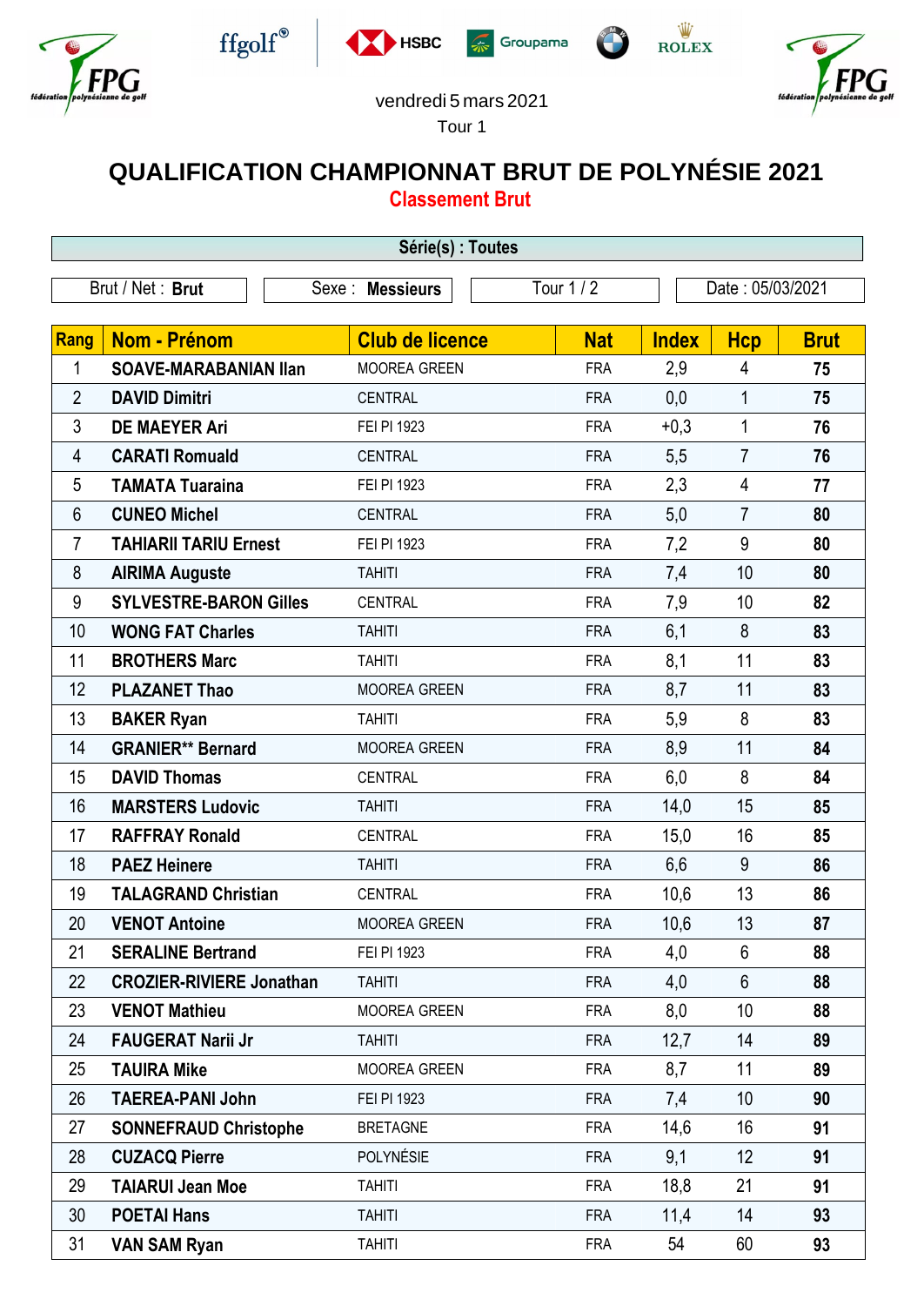vendredi 5 mars 2021

Tour 1

# QUALIFICATION CHAMPIONNAT BRUT DE POLYNÉSIE 2021

## Classement Brut

**Série(s) : Toutes**

| Brut / Net : **Brut** | Sexe : **Messieurs** | Tour 1 / 2 | Date : 05/03/2021 |
|---|---|---|---|

| Rang | Nom - Prénom | Club de licence | Nat | Index | Hcp | Brut |
|---|---|---|---|---|---|---|
| 1 | **SOAVE-MARABANIAN Ilan** | MOOREA GREEN | FRA | 2,9 | 4 | **75** |
| 2 | **DAVID Dimitri** | CENTRAL | FRA | 0,0 | 1 | **75** |
| 3 | **DE MAEYER Ari** | FEI PI 1923 | FRA | +0,3 | 1 | **76** |
| 4 | **CARATI Romuald** | CENTRAL | FRA | 5,5 | 7 | **76** |
| 5 | **TAMATA Tuaraina** | FEI PI 1923 | FRA | 2,3 | 4 | **77** |
| 6 | **CUNEO Michel** | CENTRAL | FRA | 5,0 | 7 | **80** |
| 7 | **TAHIARII TARIU Ernest** | FEI PI 1923 | FRA | 7,2 | 9 | **80** |
| 8 | **AIRIMA Auguste** | TAHITI | FRA | 7,4 | 10 | **80** |
| 9 | **SYLVESTRE-BARON Gilles** | CENTRAL | FRA | 7,9 | 10 | **82** |
| 10 | **WONG FAT Charles** | TAHITI | FRA | 6,1 | 8 | **83** |
| 11 | **BROTHERS Marc** | TAHITI | FRA | 8,1 | 11 | **83** |
| 12 | **PLAZANET Thao** | MOOREA GREEN | FRA | 8,7 | 11 | **83** |
| 13 | **BAKER Ryan** | TAHITI | FRA | 5,9 | 8 | **83** |
| 14 | **GRANIER** Bernard** | MOOREA GREEN | FRA | 8,9 | 11 | **84** |
| 15 | **DAVID Thomas** | CENTRAL | FRA | 6,0 | 8 | **84** |
| 16 | **MARSTERS Ludovic** | TAHITI | FRA | 14,0 | 15 | **85** |
| 17 | **RAFFRAY Ronald** | CENTRAL | FRA | 15,0 | 16 | **85** |
| 18 | **PAEZ Heinere** | TAHITI | FRA | 6,6 | 9 | **86** |
| 19 | **TALAGRAND Christian** | CENTRAL | FRA | 10,6 | 13 | **86** |
| 20 | **VENOT Antoine** | MOOREA GREEN | FRA | 10,6 | 13 | **87** |
| 21 | **SERALINE Bertrand** | FEI PI 1923 | FRA | 4,0 | 6 | **88** |
| 22 | **CROZIER-RIVIERE Jonathan** | TAHITI | FRA | 4,0 | 6 | **88** |
| 23 | **VENOT Mathieu** | MOOREA GREEN | FRA | 8,0 | 10 | **88** |
| 24 | **FAUGERAT Narii Jr** | TAHITI | FRA | 12,7 | 14 | **89** |
| 25 | **TAUIRA Mike** | MOOREA GREEN | FRA | 8,7 | 11 | **89** |
| 26 | **TAEREA-PANI John** | FEI PI 1923 | FRA | 7,4 | 10 | **90** |
| 27 | **SONNEFRAUD Christophe** | BRETAGNE | FRA | 14,6 | 16 | **91** |
| 28 | **CUZACQ Pierre** | POLYNÉSIE | FRA | 9,1 | 12 | **91** |
| 29 | **TAIARUI Jean Moe** | TAHITI | FRA | 18,8 | 21 | **91** |
| 30 | **POETAI Hans** | TAHITI | FRA | 11,4 | 14 | **93** |
| 31 | **VAN SAM Ryan** | TAHITI | FRA | 54 | 60 | **93** |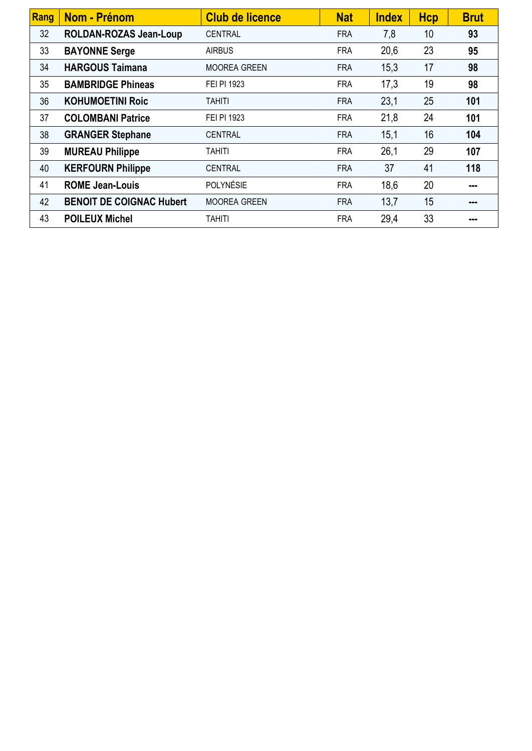| Rang | Nom - Prénom | Club de licence | Nat | Index | Hcp | Brut |
|---|---|---|---|---|---|---|
| 32 | **ROLDAN-ROZAS Jean-Loup** | CENTRAL | FRA | 7,8 | 10 | **93** |
| 33 | **BAYONNE Serge** | AIRBUS | FRA | 20,6 | 23 | **95** |
| 34 | **HARGOUS Taimana** | MOOREA GREEN | FRA | 15,3 | 17 | **98** |
| 35 | **BAMBRIDGE Phineas** | FEI PI 1923 | FRA | 17,3 | 19 | **98** |
| 36 | **KOHUMOETINI Roic** | TAHITI | FRA | 23,1 | 25 | **101** |
| 37 | **COLOMBANI Patrice** | FEI PI 1923 | FRA | 21,8 | 24 | **101** |
| 38 | **GRANGER Stephane** | CENTRAL | FRA | 15,1 | 16 | **104** |
| 39 | **MUREAU Philippe** | TAHITI | FRA | 26,1 | 29 | **107** |
| 40 | **KERFOURN Philippe** | CENTRAL | FRA | 37 | 41 | **118** |
| 41 | **ROME Jean-Louis** | POLYNÉSIE | FRA | 18,6 | 20 | **---** |
| 42 | **BENOIT DE COIGNAC Hubert** | MOOREA GREEN | FRA | 13,7 | 15 | **---** |
| 43 | **POILEUX Michel** | TAHITI | FRA | 29,4 | 33 | **---** |